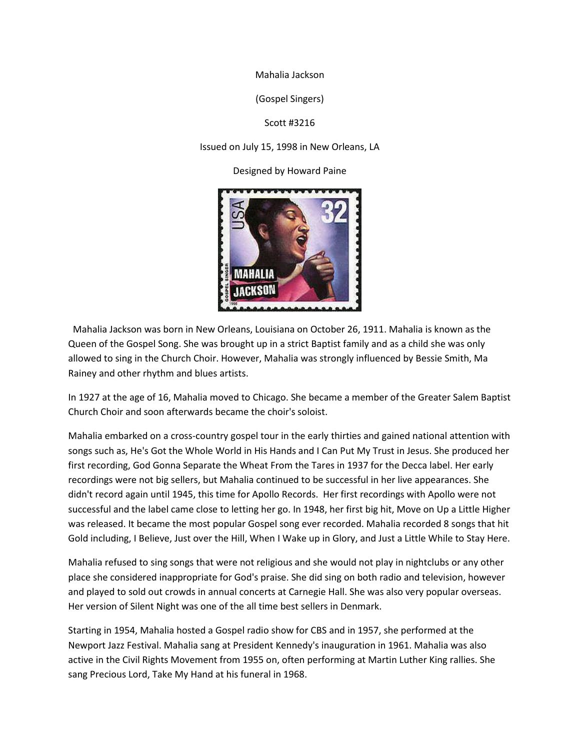Mahalia Jackson

(Gospel Singers)

Scott #3216

Issued on July 15, 1998 in New Orleans, LA

Designed by Howard Paine

Mahalia Jackson was born in New Orleans, Louisiana on October 26, 1911. Mahalia is known as the Queen of the Gospel Song. She was brought up in a strict Baptist family and as a child she was only allowed to sing in the Church Choir. However, Mahalia was strongly influenced by Bessie Smith, Ma Rainey and other rhythm and blues artists.

In 1927 at the age of 16, Mahalia moved to Chicago. She became a member of the Greater Salem Baptist Church Choir and soon afterwards became the choir's soloist.

Mahalia embarked on a cross-country gospel tour in the early thirties and gained national attention with songs such as, He's Got the Whole World in His Hands and I Can Put My Trust in Jesus. She produced her first recording, God Gonna Separate the Wheat From the Tares in 1937 for the Decca label. Her early recordings were not big sellers, but Mahalia continued to be successful in her live appearances. She didn't record again until 1945, this time for Apollo Records. Her first recordings with Apollo were not successful and the label came close to letting her go. In 1948, her first big hit, Move on Up a Little Higher was released. It became the most popular Gospel song ever recorded. Mahalia recorded 8 songs that hit Gold including, I Believe, Just over the Hill, When I Wake up in Glory, and Just a Little While to Stay Here.

Mahalia refused to sing songs that were not religious and she would not play in nightclubs or any other place she considered inappropriate for God's praise. She did sing on both radio and television, however and played to sold out crowds in annual concerts at Carnegie Hall. She was also very popular overseas. Her version of Silent Night was one of the all time best sellers in Denmark.

Starting in 1954, Mahalia hosted a Gospel radio show for CBS and in 1957, she performed at the Newport Jazz Festival. Mahalia sang at President Kennedy's inauguration in 1961. Mahalia was also active in the Civil Rights Movement from 1955 on, often performing at Martin Luther King rallies. She sang Precious Lord, Take My Hand at his funeral in 1968.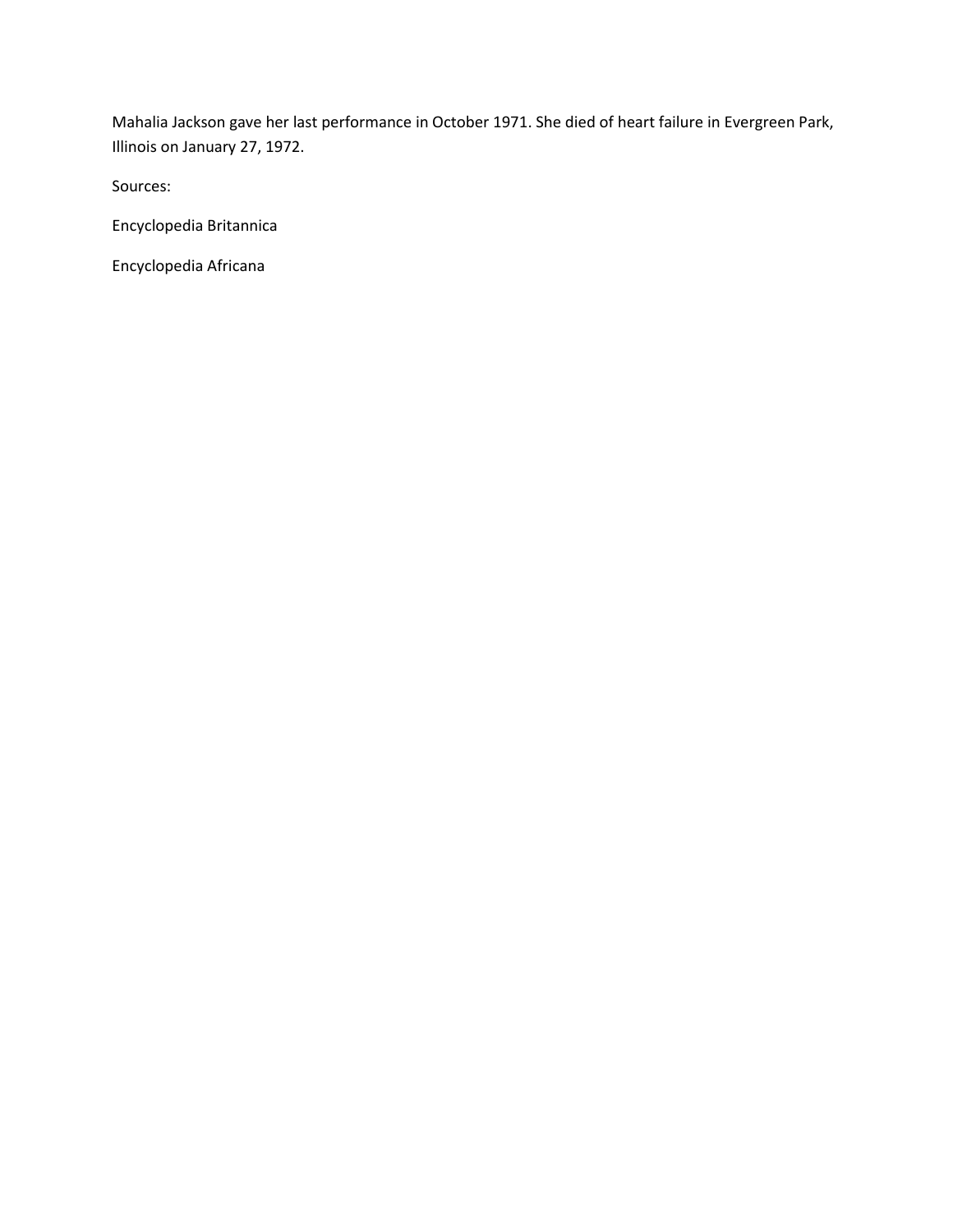Mahalia Jackson gave her last performance in October 1971. She died of heart failure in Evergreen Park, Illinois on January 27, 1972.

Sources:

Encyclopedia Britannica

Encyclopedia Africana